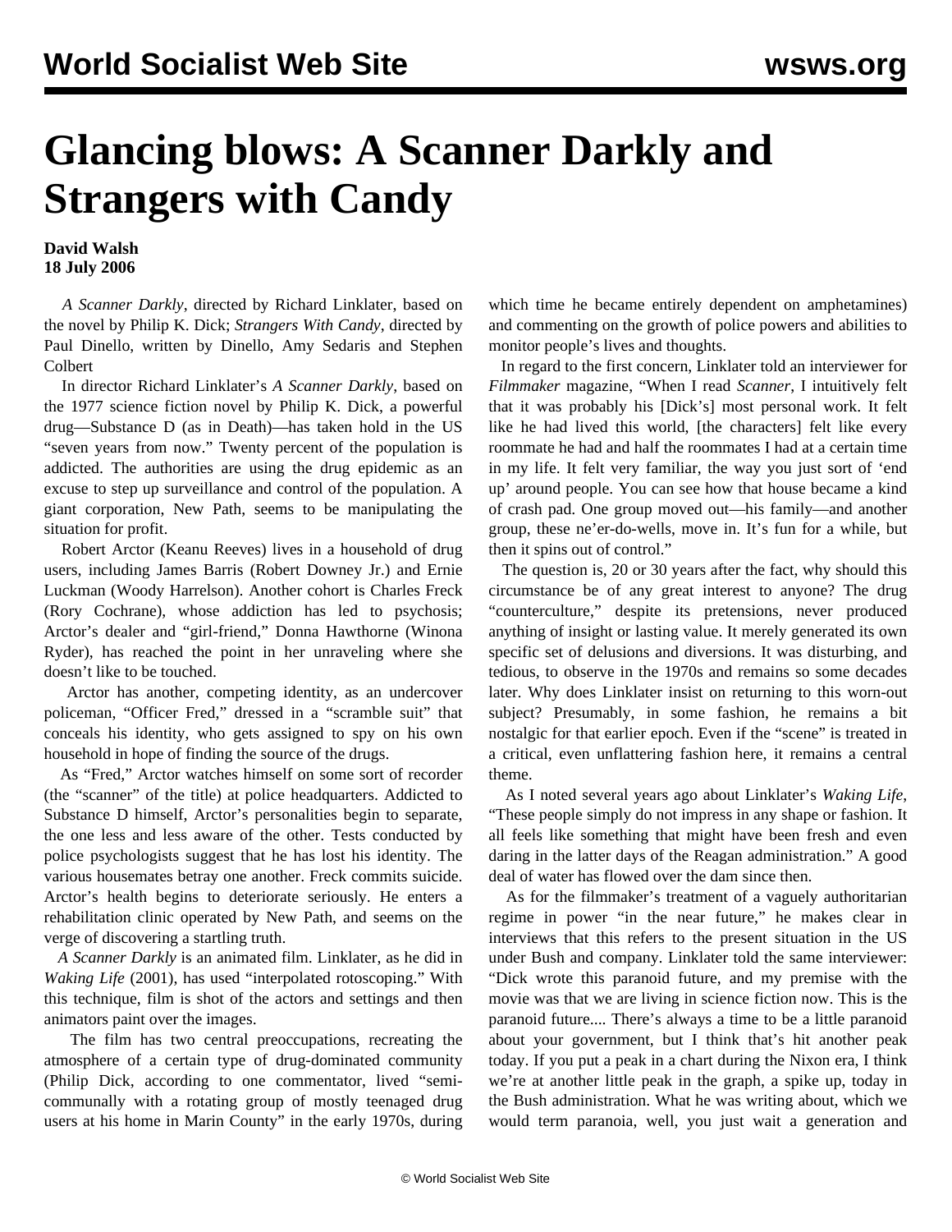# Glancing blows: A Scanner Darkly and Strangers with Candy

**David Walsh**
**18 July 2006**

*A Scanner Darkly*, directed by Richard Linklater, based on the novel by Philip K. Dick; *Strangers With Candy*, directed by Paul Dinello, written by Dinello, Amy Sedaris and Stephen Colbert

In director Richard Linklater's *A Scanner Darkly*, based on the 1977 science fiction novel by Philip K. Dick, a powerful drug—Substance D (as in Death)—has taken hold in the US "seven years from now." Twenty percent of the population is addicted. The authorities are using the drug epidemic as an excuse to step up surveillance and control of the population. A giant corporation, New Path, seems to be manipulating the situation for profit.

Robert Arctor (Keanu Reeves) lives in a household of drug users, including James Barris (Robert Downey Jr.) and Ernie Luckman (Woody Harrelson). Another cohort is Charles Freck (Rory Cochrane), whose addiction has led to psychosis; Arctor's dealer and "girl-friend," Donna Hawthorne (Winona Ryder), has reached the point in her unraveling where she doesn't like to be touched.

Arctor has another, competing identity, as an undercover policeman, "Officer Fred," dressed in a "scramble suit" that conceals his identity, who gets assigned to spy on his own household in hope of finding the source of the drugs.

As "Fred," Arctor watches himself on some sort of recorder (the "scanner" of the title) at police headquarters. Addicted to Substance D himself, Arctor's personalities begin to separate, the one less and less aware of the other. Tests conducted by police psychologists suggest that he has lost his identity. The various housemates betray one another. Freck commits suicide. Arctor's health begins to deteriorate seriously. He enters a rehabilitation clinic operated by New Path, and seems on the verge of discovering a startling truth.

*A Scanner Darkly* is an animated film. Linklater, as he did in *Waking Life* (2001), has used "interpolated rotoscoping." With this technique, film is shot of the actors and settings and then animators paint over the images.

The film has two central preoccupations, recreating the atmosphere of a certain type of drug-dominated community (Philip Dick, according to one commentator, lived "semi-communally with a rotating group of mostly teenaged drug users at his home in Marin County" in the early 1970s, during which time he became entirely dependent on amphetamines) and commenting on the growth of police powers and abilities to monitor people's lives and thoughts.

In regard to the first concern, Linklater told an interviewer for *Filmmaker* magazine, "When I read *Scanner*, I intuitively felt that it was probably his [Dick's] most personal work. It felt like he had lived this world, [the characters] felt like every roommate he had and half the roommates I had at a certain time in my life. It felt very familiar, the way you just sort of 'end up' around people. You can see how that house became a kind of crash pad. One group moved out—his family—and another group, these ne'er-do-wells, move in. It's fun for a while, but then it spins out of control."

The question is, 20 or 30 years after the fact, why should this circumstance be of any great interest to anyone? The drug "counterculture," despite its pretensions, never produced anything of insight or lasting value. It merely generated its own specific set of delusions and diversions. It was disturbing, and tedious, to observe in the 1970s and remains so some decades later. Why does Linklater insist on returning to this worn-out subject? Presumably, in some fashion, he remains a bit nostalgic for that earlier epoch. Even if the "scene" is treated in a critical, even unflattering fashion here, it remains a central theme.

As I noted several years ago about Linklater's *Waking Life*, "These people simply do not impress in any shape or fashion. It all feels like something that might have been fresh and even daring in the latter days of the Reagan administration." A good deal of water has flowed over the dam since then.

As for the filmmaker's treatment of a vaguely authoritarian regime in power "in the near future," he makes clear in interviews that this refers to the present situation in the US under Bush and company. Linklater told the same interviewer: "Dick wrote this paranoid future, and my premise with the movie was that we are living in science fiction now. This is the paranoid future.... There's always a time to be a little paranoid about your government, but I think that's hit another peak today. If you put a peak in a chart during the Nixon era, I think we're at another little peak in the graph, a spike up, today in the Bush administration. What he was writing about, which we would term paranoia, well, you just wait a generation and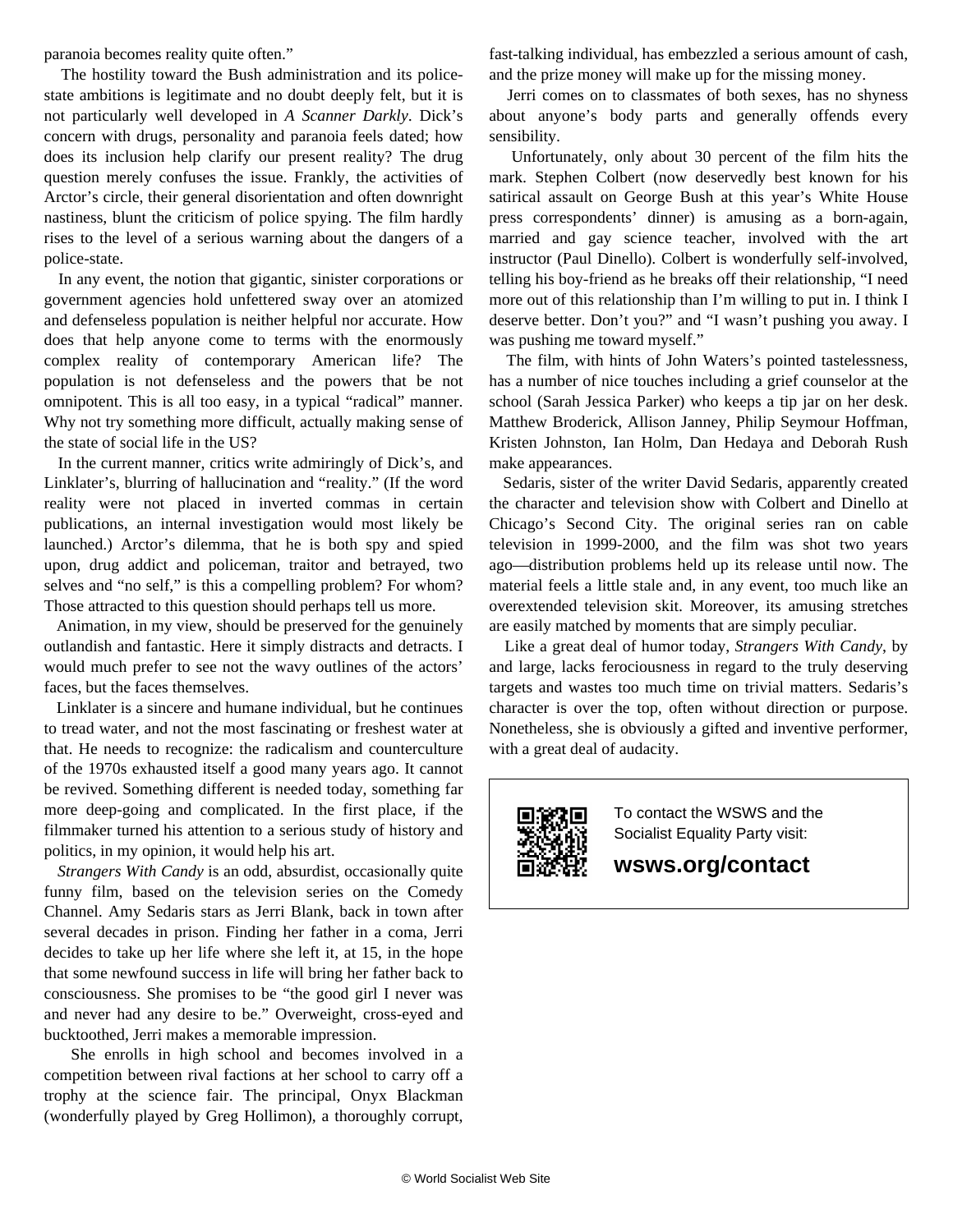paranoia becomes reality quite often."

The hostility toward the Bush administration and its police-state ambitions is legitimate and no doubt deeply felt, but it is not particularly well developed in *A Scanner Darkly*. Dick's concern with drugs, personality and paranoia feels dated; how does its inclusion help clarify our present reality? The drug question merely confuses the issue. Frankly, the activities of Arctor's circle, their general disorientation and often downright nastiness, blunt the criticism of police spying. The film hardly rises to the level of a serious warning about the dangers of a police-state.

In any event, the notion that gigantic, sinister corporations or government agencies hold unfettered sway over an atomized and defenseless population is neither helpful nor accurate. How does that help anyone come to terms with the enormously complex reality of contemporary American life? The population is not defenseless and the powers that be not omnipotent. This is all too easy, in a typical "radical" manner. Why not try something more difficult, actually making sense of the state of social life in the US?

In the current manner, critics write admiringly of Dick's, and Linklater's, blurring of hallucination and "reality." (If the word reality were not placed in inverted commas in certain publications, an internal investigation would most likely be launched.) Arctor's dilemma, that he is both spy and spied upon, drug addict and policeman, traitor and betrayed, two selves and "no self," is this a compelling problem? For whom? Those attracted to this question should perhaps tell us more.

Animation, in my view, should be preserved for the genuinely outlandish and fantastic. Here it simply distracts and detracts. I would much prefer to see not the wavy outlines of the actors' faces, but the faces themselves.

Linklater is a sincere and humane individual, but he continues to tread water, and not the most fascinating or freshest water at that. He needs to recognize: the radicalism and counterculture of the 1970s exhausted itself a good many years ago. It cannot be revived. Something different is needed today, something far more deep-going and complicated. In the first place, if the filmmaker turned his attention to a serious study of history and politics, in my opinion, it would help his art.

*Strangers With Candy* is an odd, absurdist, occasionally quite funny film, based on the television series on the Comedy Channel. Amy Sedaris stars as Jerri Blank, back in town after several decades in prison. Finding her father in a coma, Jerri decides to take up her life where she left it, at 15, in the hope that some newfound success in life will bring her father back to consciousness. She promises to be "the good girl I never was and never had any desire to be." Overweight, cross-eyed and bucktoothed, Jerri makes a memorable impression.

She enrolls in high school and becomes involved in a competition between rival factions at her school to carry off a trophy at the science fair. The principal, Onyx Blackman (wonderfully played by Greg Hollimon), a thoroughly corrupt, fast-talking individual, has embezzled a serious amount of cash, and the prize money will make up for the missing money.

Jerri comes on to classmates of both sexes, has no shyness about anyone's body parts and generally offends every sensibility.

Unfortunately, only about 30 percent of the film hits the mark. Stephen Colbert (now deservedly best known for his satirical assault on George Bush at this year's White House press correspondents' dinner) is amusing as a born-again, married and gay science teacher, involved with the art instructor (Paul Dinello). Colbert is wonderfully self-involved, telling his boy-friend as he breaks off their relationship, "I need more out of this relationship than I'm willing to put in. I think I deserve better. Don't you?" and "I wasn't pushing you away. I was pushing me toward myself."

The film, with hints of John Waters's pointed tastelessness, has a number of nice touches including a grief counselor at the school (Sarah Jessica Parker) who keeps a tip jar on her desk. Matthew Broderick, Allison Janney, Philip Seymour Hoffman, Kristen Johnston, Ian Holm, Dan Hedaya and Deborah Rush make appearances.

Sedaris, sister of the writer David Sedaris, apparently created the character and television show with Colbert and Dinello at Chicago's Second City. The original series ran on cable television in 1999-2000, and the film was shot two years ago—distribution problems held up its release until now. The material feels a little stale and, in any event, too much like an overextended television skit. Moreover, its amusing stretches are easily matched by moments that are simply peculiar.

Like a great deal of humor today, *Strangers With Candy*, by and large, lacks ferociousness in regard to the truly deserving targets and wastes too much time on trivial matters. Sedaris's character is over the top, often without direction or purpose. Nonetheless, she is obviously a gifted and inventive performer, with a great deal of audacity.

To contact the WSWS and the Socialist Equality Party visit:

**wsws.org/contact**